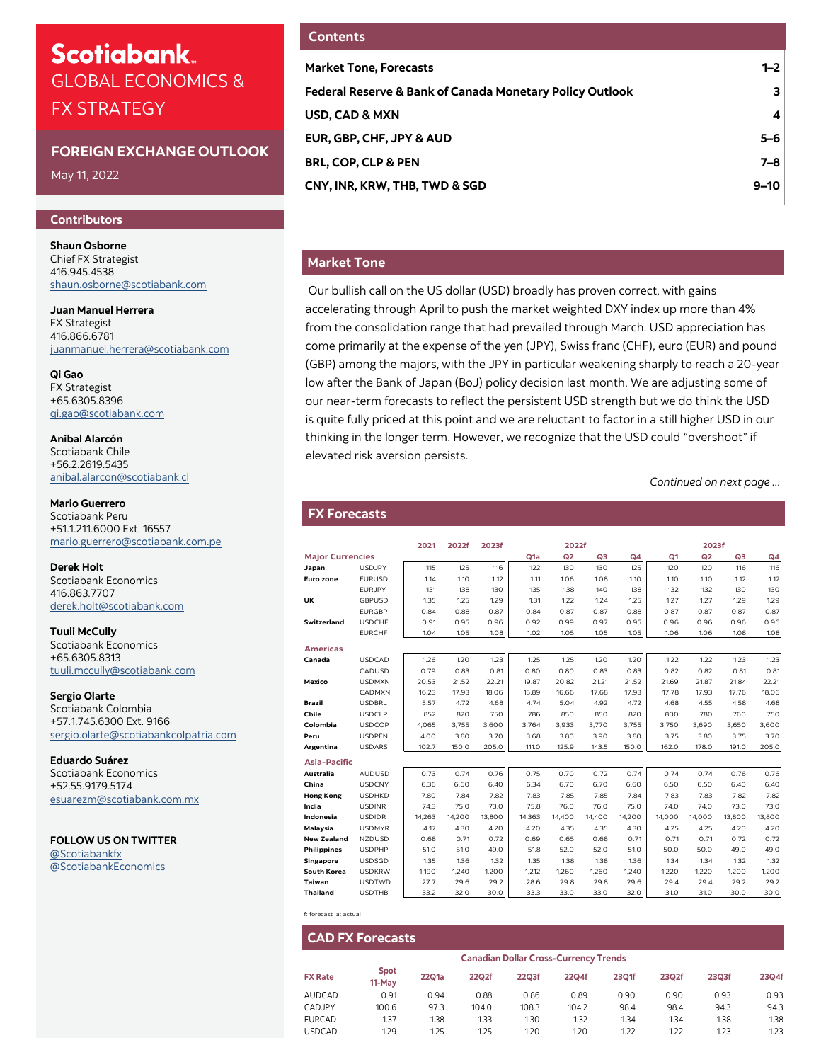# Scotiabank.

## GLOBAL ECONOMICS & FX STRATEGY

## FOREIGN EXCHANGE OUTLOOK

May 11, 2022

### Contributors

**Shaun Osborne**
Chief FX Strategist
416.945.4538
shaun.osborne@scotiabank.com

**Juan Manuel Herrera**
FX Strategist
416.866.6781
juanmanuel.herrera@scotiabank.com

**Qi Gao**
FX Strategist
+65.6305.8396
qi.gao@scotiabank.com

**Anibal Alarcón**
Scotiabank Chile
+56.2.2619.5435
anibal.alarcon@scotiabank.cl

**Mario Guerrero**
Scotiabank Peru
+51.1.211.6000 Ext. 16557
mario.guerrero@scotiabank.com.pe

**Derek Holt**
Scotiabank Economics
416.863.7707
derek.holt@scotiabank.com

**Tuuli McCully**
Scotiabank Economics
+65.6305.8313
tuuli.mccully@scotiabank.com

**Sergio Olarte**
Scotiabank Colombia
+57.1.745.6300 Ext. 9166
sergio.olarte@scotiabankcolpatria.com

**Eduardo Suárez**
Scotiabank Economics
+52.55.9179.5174
esuarezm@scotiabank.com.mx

**FOLLOW US ON TWITTER**
@Scotiabankfx
@ScotiabankEconomics

### Contents

| | |
|---|---|
| **Market Tone, Forecasts** | **1–2** |
| **Federal Reserve & Bank of Canada Monetary Policy Outlook** | **3** |
| **USD, CAD & MXN** | **4** |
| **EUR, GBP, CHF, JPY & AUD** | **5–6** |
| **BRL, COP, CLP & PEN** | **7–8** |
| **CNY, INR, KRW, THB, TWD & SGD** | **9–10** |

### Market Tone

Our bullish call on the US dollar (USD) broadly has proven correct, with gains accelerating through April to push the market weighted DXY index up more than 4% from the consolidation range that had prevailed through March. USD appreciation has come primarily at the expense of the yen (JPY), Swiss franc (CHF), euro (EUR) and pound (GBP) among the majors, with the JPY in particular weakening sharply to reach a 20-year low after the Bank of Japan (BoJ) policy decision last month. We are adjusting some of our near-term forecasts to reflect the persistent USD strength but we do think the USD is quite fully priced at this point and we are reluctant to factor in a still higher USD in our thinking in the longer term. However, we recognize that the USD could "overshoot" if elevated risk aversion persists.

*Continued on next page ...*

### FX Forecasts

| | | 2021 | 2022f | 2023f | 2022f Q1a | Q2 | Q3 | Q4 | 2023f Q1 | Q2 | Q3 | Q4 |
|---|---|---|---|---|---|---|---|---|---|---|---|---|
| **Major Currencies** | | | | | | | | | | | | |
| **Japan** | USDJPY | 115 | 125 | 116 | 122 | 130 | 130 | 125 | 120 | 120 | 116 | 116 |
| **Euro zone** | EURUSD | 1.14 | 1.10 | 1.12 | 1.11 | 1.06 | 1.08 | 1.10 | 1.10 | 1.10 | 1.12 | 1.12 |
| | EURJPY | 131 | 138 | 130 | 135 | 138 | 140 | 138 | 132 | 132 | 130 | 130 |
| **UK** | GBPUSD | 1.35 | 1.25 | 1.29 | 1.31 | 1.22 | 1.24 | 1.25 | 1.27 | 1.27 | 1.29 | 1.29 |
| | EURGBP | 0.84 | 0.88 | 0.87 | 0.84 | 0.87 | 0.87 | 0.88 | 0.87 | 0.87 | 0.87 | 0.87 |
| **Switzerland** | USDCHF | 0.91 | 0.95 | 0.96 | 0.92 | 0.99 | 0.97 | 0.95 | 0.96 | 0.96 | 0.96 | 0.96 |
| | EURCHF | 1.04 | 1.05 | 1.08 | 1.02 | 1.05 | 1.05 | 1.05 | 1.06 | 1.06 | 1.08 | 1.08 |
| **Americas** | | | | | | | | | | | | |
| **Canada** | USDCAD | 1.26 | 1.20 | 1.23 | 1.25 | 1.25 | 1.20 | 1.20 | 1.22 | 1.22 | 1.23 | 1.23 |
| | CADUSD | 0.79 | 0.83 | 0.81 | 0.80 | 0.80 | 0.83 | 0.83 | 0.82 | 0.82 | 0.81 | 0.81 |
| **Mexico** | USDMXN | 20.53 | 21.52 | 22.21 | 19.87 | 20.82 | 21.21 | 21.52 | 21.69 | 21.87 | 21.84 | 22.21 |
| | CADMXN | 16.23 | 17.93 | 18.06 | 15.89 | 16.66 | 17.68 | 17.93 | 17.78 | 17.93 | 17.76 | 18.06 |
| **Brazil** | USDBRL | 5.57 | 4.72 | 4.68 | 4.74 | 5.04 | 4.92 | 4.72 | 4.68 | 4.55 | 4.58 | 4.68 |
| **Chile** | USDCLP | 852 | 820 | 750 | 786 | 850 | 850 | 820 | 800 | 780 | 760 | 750 |
| **Colombia** | USDCOP | 4,065 | 3,755 | 3,600 | 3,764 | 3,933 | 3,770 | 3,755 | 3,750 | 3,690 | 3,650 | 3,600 |
| **Peru** | USDPEN | 4.00 | 3.80 | 3.70 | 3.68 | 3.80 | 3.90 | 3.80 | 3.75 | 3.80 | 3.75 | 3.70 |
| **Argentina** | USDARS | 102.7 | 150.0 | 205.0 | 111.0 | 125.9 | 143.5 | 150.0 | 162.0 | 178.0 | 191.0 | 205.0 |
| **Asia-Pacific** | | | | | | | | | | | | |
| **Australia** | AUDUSD | 0.73 | 0.74 | 0.76 | 0.75 | 0.70 | 0.72 | 0.74 | 0.74 | 0.74 | 0.76 | 0.76 |
| **China** | USDCNY | 6.36 | 6.60 | 6.40 | 6.34 | 6.70 | 6.70 | 6.60 | 6.50 | 6.50 | 6.40 | 6.40 |
| **Hong Kong** | USDHKD | 7.80 | 7.84 | 7.82 | 7.83 | 7.85 | 7.85 | 7.84 | 7.83 | 7.83 | 7.82 | 7.82 |
| **India** | USDINR | 74.3 | 75.0 | 73.0 | 75.8 | 76.0 | 76.0 | 75.0 | 74.0 | 74.0 | 73.0 | 73.0 |
| **Indonesia** | USDIDR | 14,263 | 14,200 | 13,800 | 14,363 | 14,400 | 14,400 | 14,200 | 14,000 | 14,000 | 13,800 | 13,800 |
| **Malaysia** | USDMYR | 4.17 | 4.30 | 4.20 | 4.20 | 4.35 | 4.35 | 4.30 | 4.25 | 4.25 | 4.20 | 4.20 |
| **New Zealand** | NZDUSD | 0.68 | 0.71 | 0.72 | 0.69 | 0.65 | 0.68 | 0.71 | 0.71 | 0.71 | 0.72 | 0.72 |
| **Philippines** | USDPHP | 51.0 | 51.0 | 49.0 | 51.8 | 52.0 | 52.0 | 51.0 | 50.0 | 50.0 | 49.0 | 49.0 |
| **Singapore** | USDSGD | 1.35 | 1.36 | 1.32 | 1.35 | 1.38 | 1.38 | 1.36 | 1.34 | 1.34 | 1.32 | 1.32 |
| **South Korea** | USDKRW | 1,190 | 1,240 | 1,200 | 1,212 | 1,260 | 1,260 | 1,240 | 1,220 | 1,220 | 1,200 | 1,200 |
| **Taiwan** | USDTWD | 27.7 | 29.6 | 29.2 | 28.6 | 29.8 | 29.8 | 29.6 | 29.4 | 29.4 | 29.2 | 29.2 |
| **Thailand** | USDTHB | 33.2 | 32.0 | 30.0 | 33.3 | 33.0 | 33.0 | 32.0 | 31.0 | 31.0 | 30.0 | 30.0 |

f: forecast a: actual

### CAD FX Forecasts

**Canadian Dollar Cross-Currency Trends**

| FX Rate | Spot 11-May | 22Q1a | 22Q2f | 22Q3f | 22Q4f | 23Q1f | 23Q2f | 23Q3f | 23Q4f |
|---|---|---|---|---|---|---|---|---|---|
| AUDCAD | 0.91 | 0.94 | 0.88 | 0.86 | 0.89 | 0.90 | 0.90 | 0.93 | 0.93 |
| CADJPY | 100.6 | 97.3 | 104.0 | 108.3 | 104.2 | 98.4 | 98.4 | 94.3 | 94.3 |
| EURCAD | 1.37 | 1.38 | 1.33 | 1.30 | 1.32 | 1.34 | 1.34 | 1.38 | 1.38 |
| USDCAD | 1.29 | 1.25 | 1.25 | 1.20 | 1.20 | 1.22 | 1.22 | 1.23 | 1.23 |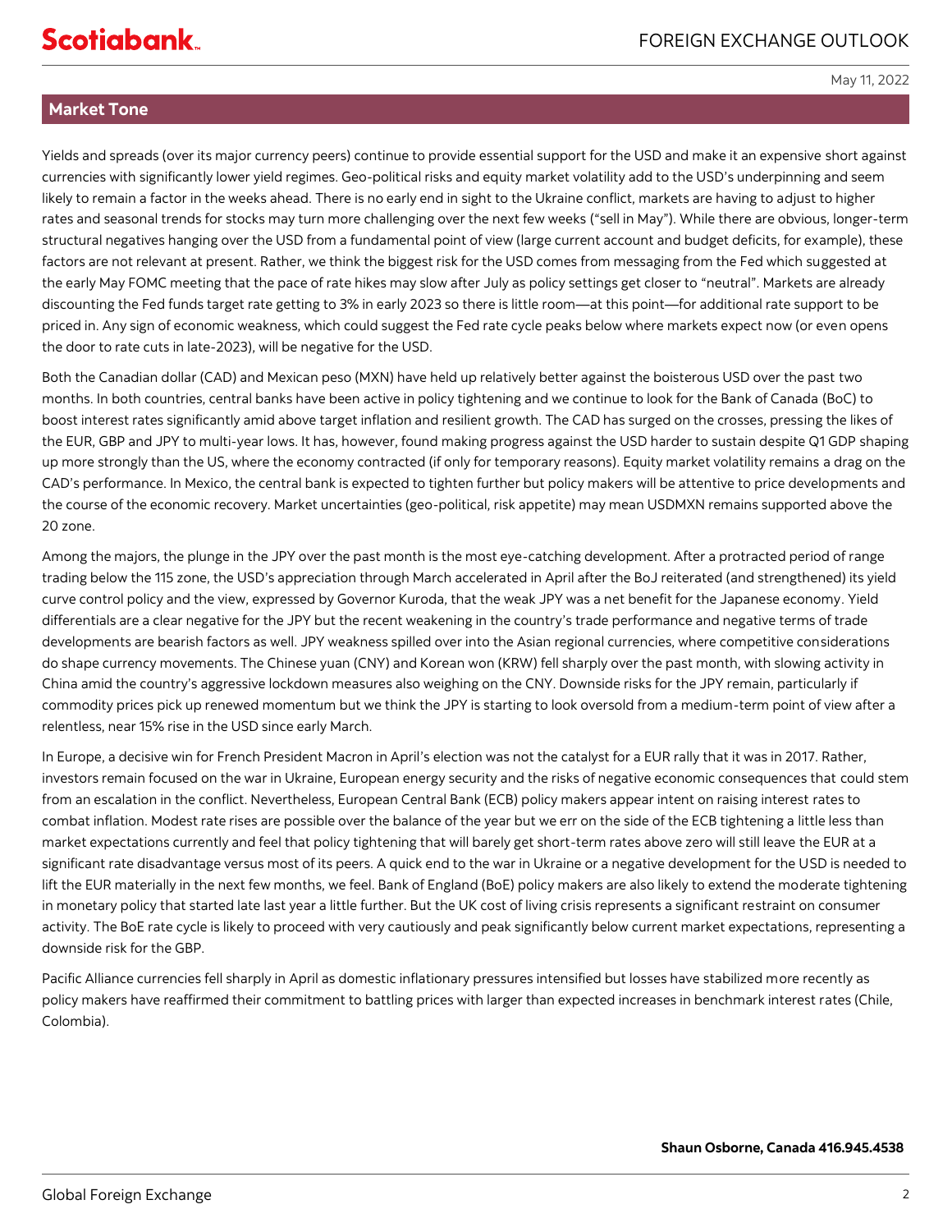May 11, 2022

## Market Tone

Yields and spreads (over its major currency peers) continue to provide essential support for the USD and make it an expensive short against currencies with significantly lower yield regimes. Geo-political risks and equity market volatility add to the USD's underpinning and seem likely to remain a factor in the weeks ahead. There is no early end in sight to the Ukraine conflict, markets are having to adjust to higher rates and seasonal trends for stocks may turn more challenging over the next few weeks ("sell in May"). While there are obvious, longer-term structural negatives hanging over the USD from a fundamental point of view (large current account and budget deficits, for example), these factors are not relevant at present. Rather, we think the biggest risk for the USD comes from messaging from the Fed which suggested at the early May FOMC meeting that the pace of rate hikes may slow after July as policy settings get closer to "neutral". Markets are already discounting the Fed funds target rate getting to 3% in early 2023 so there is little room—at this point—for additional rate support to be priced in. Any sign of economic weakness, which could suggest the Fed rate cycle peaks below where markets expect now (or even opens the door to rate cuts in late-2023), will be negative for the USD.

Both the Canadian dollar (CAD) and Mexican peso (MXN) have held up relatively better against the boisterous USD over the past two months. In both countries, central banks have been active in policy tightening and we continue to look for the Bank of Canada (BoC) to boost interest rates significantly amid above target inflation and resilient growth. The CAD has surged on the crosses, pressing the likes of the EUR, GBP and JPY to multi-year lows. It has, however, found making progress against the USD harder to sustain despite Q1 GDP shaping up more strongly than the US, where the economy contracted (if only for temporary reasons). Equity market volatility remains a drag on the CAD's performance. In Mexico, the central bank is expected to tighten further but policy makers will be attentive to price developments and the course of the economic recovery. Market uncertainties (geo-political, risk appetite) may mean USDMXN remains supported above the 20 zone.

Among the majors, the plunge in the JPY over the past month is the most eye-catching development. After a protracted period of range trading below the 115 zone, the USD's appreciation through March accelerated in April after the BoJ reiterated (and strengthened) its yield curve control policy and the view, expressed by Governor Kuroda, that the weak JPY was a net benefit for the Japanese economy. Yield differentials are a clear negative for the JPY but the recent weakening in the country's trade performance and negative terms of trade developments are bearish factors as well. JPY weakness spilled over into the Asian regional currencies, where competitive considerations do shape currency movements. The Chinese yuan (CNY) and Korean won (KRW) fell sharply over the past month, with slowing activity in China amid the country's aggressive lockdown measures also weighing on the CNY. Downside risks for the JPY remain, particularly if commodity prices pick up renewed momentum but we think the JPY is starting to look oversold from a medium-term point of view after a relentless, near 15% rise in the USD since early March.

In Europe, a decisive win for French President Macron in April's election was not the catalyst for a EUR rally that it was in 2017. Rather, investors remain focused on the war in Ukraine, European energy security and the risks of negative economic consequences that could stem from an escalation in the conflict. Nevertheless, European Central Bank (ECB) policy makers appear intent on raising interest rates to combat inflation. Modest rate rises are possible over the balance of the year but we err on the side of the ECB tightening a little less than market expectations currently and feel that policy tightening that will barely get short-term rates above zero will still leave the EUR at a significant rate disadvantage versus most of its peers. A quick end to the war in Ukraine or a negative development for the USD is needed to lift the EUR materially in the next few months, we feel. Bank of England (BoE) policy makers are also likely to extend the moderate tightening in monetary policy that started late last year a little further. But the UK cost of living crisis represents a significant restraint on consumer activity. The BoE rate cycle is likely to proceed with very cautiously and peak significantly below current market expectations, representing a downside risk for the GBP.

Pacific Alliance currencies fell sharply in April as domestic inflationary pressures intensified but losses have stabilized more recently as policy makers have reaffirmed their commitment to battling prices with larger than expected increases in benchmark interest rates (Chile, Colombia).

**Shaun Osborne, Canada 416.945.4538**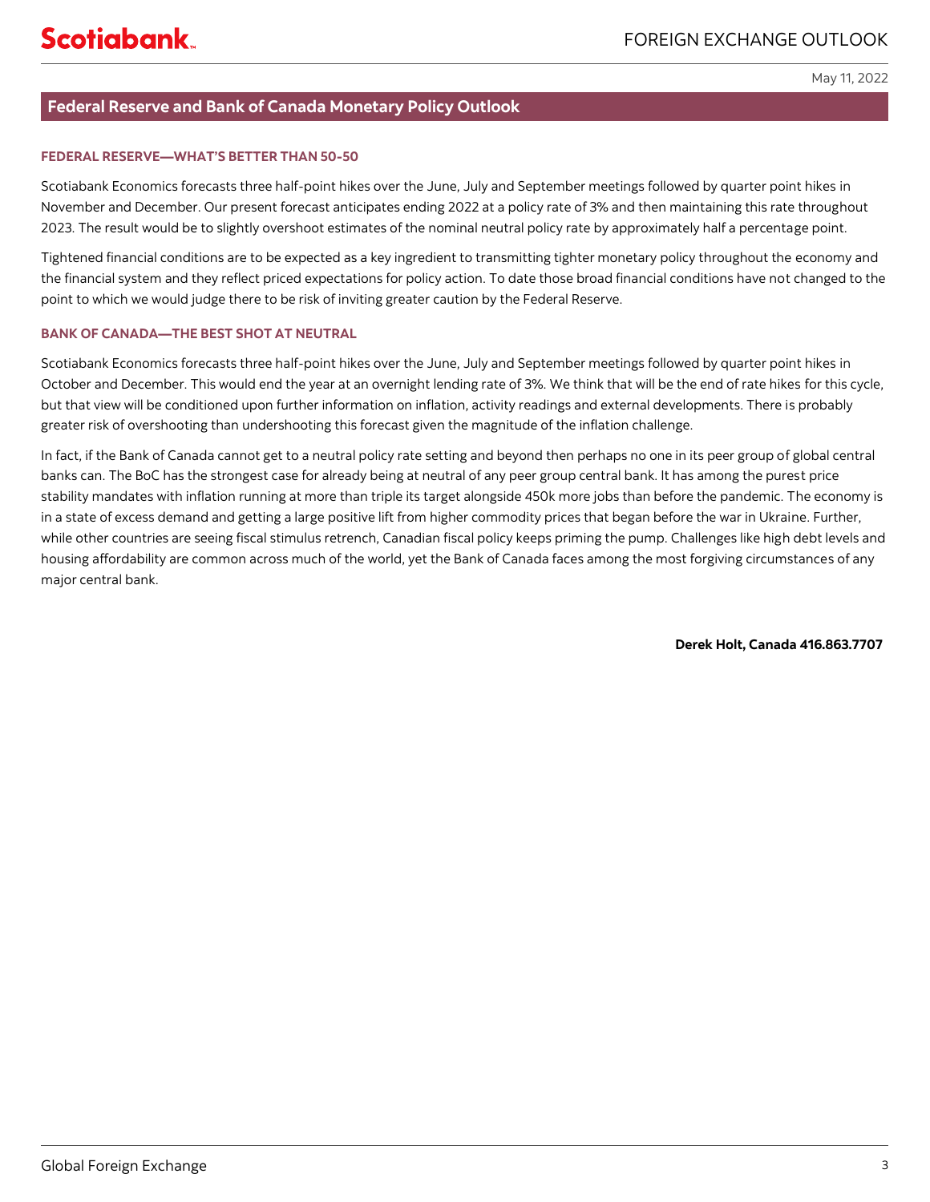May 11, 2022

## Federal Reserve and Bank of Canada Monetary Policy Outlook

### FEDERAL RESERVE—WHAT'S BETTER THAN 50-50

Scotiabank Economics forecasts three half-point hikes over the June, July and September meetings followed by quarter point hikes in November and December. Our present forecast anticipates ending 2022 at a policy rate of 3% and then maintaining this rate throughout 2023. The result would be to slightly overshoot estimates of the nominal neutral policy rate by approximately half a percentage point.

Tightened financial conditions are to be expected as a key ingredient to transmitting tighter monetary policy throughout the economy and the financial system and they reflect priced expectations for policy action. To date those broad financial conditions have not changed to the point to which we would judge there to be risk of inviting greater caution by the Federal Reserve.

### BANK OF CANADA—THE BEST SHOT AT NEUTRAL

Scotiabank Economics forecasts three half-point hikes over the June, July and September meetings followed by quarter point hikes in October and December. This would end the year at an overnight lending rate of 3%. We think that will be the end of rate hikes for this cycle, but that view will be conditioned upon further information on inflation, activity readings and external developments. There is probably greater risk of overshooting than undershooting this forecast given the magnitude of the inflation challenge.

In fact, if the Bank of Canada cannot get to a neutral policy rate setting and beyond then perhaps no one in its peer group of global central banks can. The BoC has the strongest case for already being at neutral of any peer group central bank. It has among the purest price stability mandates with inflation running at more than triple its target alongside 450k more jobs than before the pandemic. The economy is in a state of excess demand and getting a large positive lift from higher commodity prices that began before the war in Ukraine. Further, while other countries are seeing fiscal stimulus retrench, Canadian fiscal policy keeps priming the pump. Challenges like high debt levels and housing affordability are common across much of the world, yet the Bank of Canada faces among the most forgiving circumstances of any major central bank.

**Derek Holt, Canada 416.863.7707**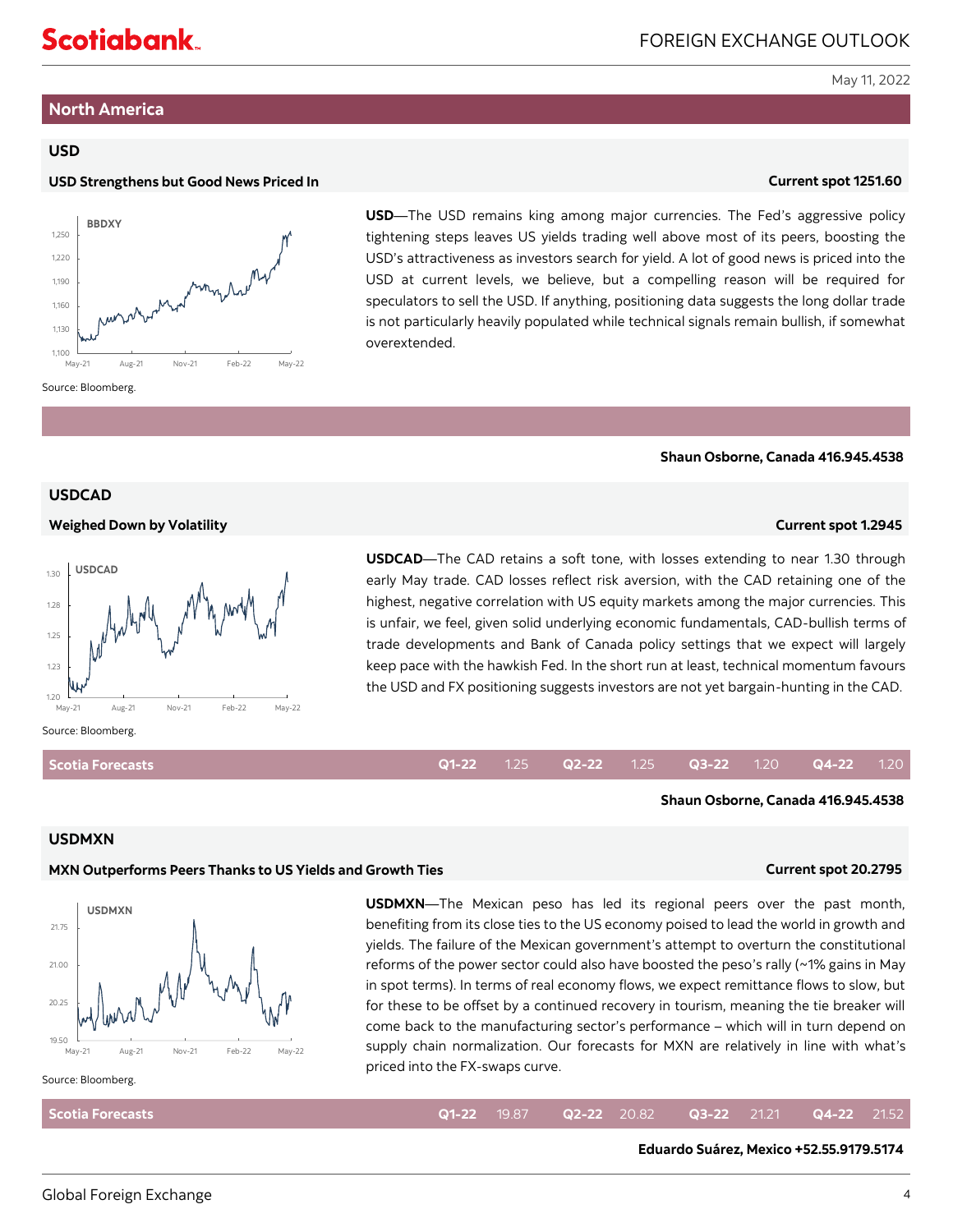## North America

### USD

**USD Strengthens but Good News Priced In** — Current spot 1251.60

**USD**—The USD remains king among major currencies. The Fed's aggressive policy tightening steps leaves US yields trading well above most of its peers, boosting the USD's attractiveness as investors search for yield. A lot of good news is priced into the USD at current levels, we believe, but a compelling reason will be required for speculators to sell the USD. If anything, positioning data suggests the long dollar trade is not particularly heavily populated while technical signals remain bullish, if somewhat overextended.

Source: Bloomberg.

**Shaun Osborne, Canada 416.945.4538**

### USDCAD

**Weighed Down by Volatility** — Current spot 1.2945

**USDCAD**—The CAD retains a soft tone, with losses extending to near 1.30 through early May trade. CAD losses reflect risk aversion, with the CAD retaining one of the highest, negative correlation with US equity markets among the major currencies. This is unfair, we feel, given solid underlying economic fundamentals, CAD-bullish terms of trade developments and Bank of Canada policy settings that we expect will largely keep pace with the hawkish Fed. In the short run at least, technical momentum favours the USD and FX positioning suggests investors are not yet bargain-hunting in the CAD.

Source: Bloomberg.

| Scotia Forecasts | Q1-22 | Q2-22 | Q3-22 | Q4-22 |
|---|---|---|---|---|
| | 1.25 | 1.25 | 1.20 | 1.20 |

**Shaun Osborne, Canada 416.945.4538**

### USDMXN

**MXN Outperforms Peers Thanks to US Yields and Growth Ties** — Current spot 20.2795

**USDMXN**—The Mexican peso has led its regional peers over the past month, benefiting from its close ties to the US economy poised to lead the world in growth and yields. The failure of the Mexican government's attempt to overturn the constitutional reforms of the power sector could also have boosted the peso's rally (~1% gains in May in spot terms). In terms of real economy flows, we expect remittance flows to slow, but for these to be offset by a continued recovery in tourism, meaning the tie breaker will come back to the manufacturing sector's performance – which will in turn depend on supply chain normalization. Our forecasts for MXN are relatively in line with what's priced into the FX-swaps curve.

Source: Bloomberg.

| Scotia Forecasts | Q1-22 | Q2-22 | Q3-22 | Q4-22 |
|---|---|---|---|---|
| | 19.87 | 20.82 | 21.21 | 21.52 |

**Eduardo Suárez, Mexico +52.55.9179.5174**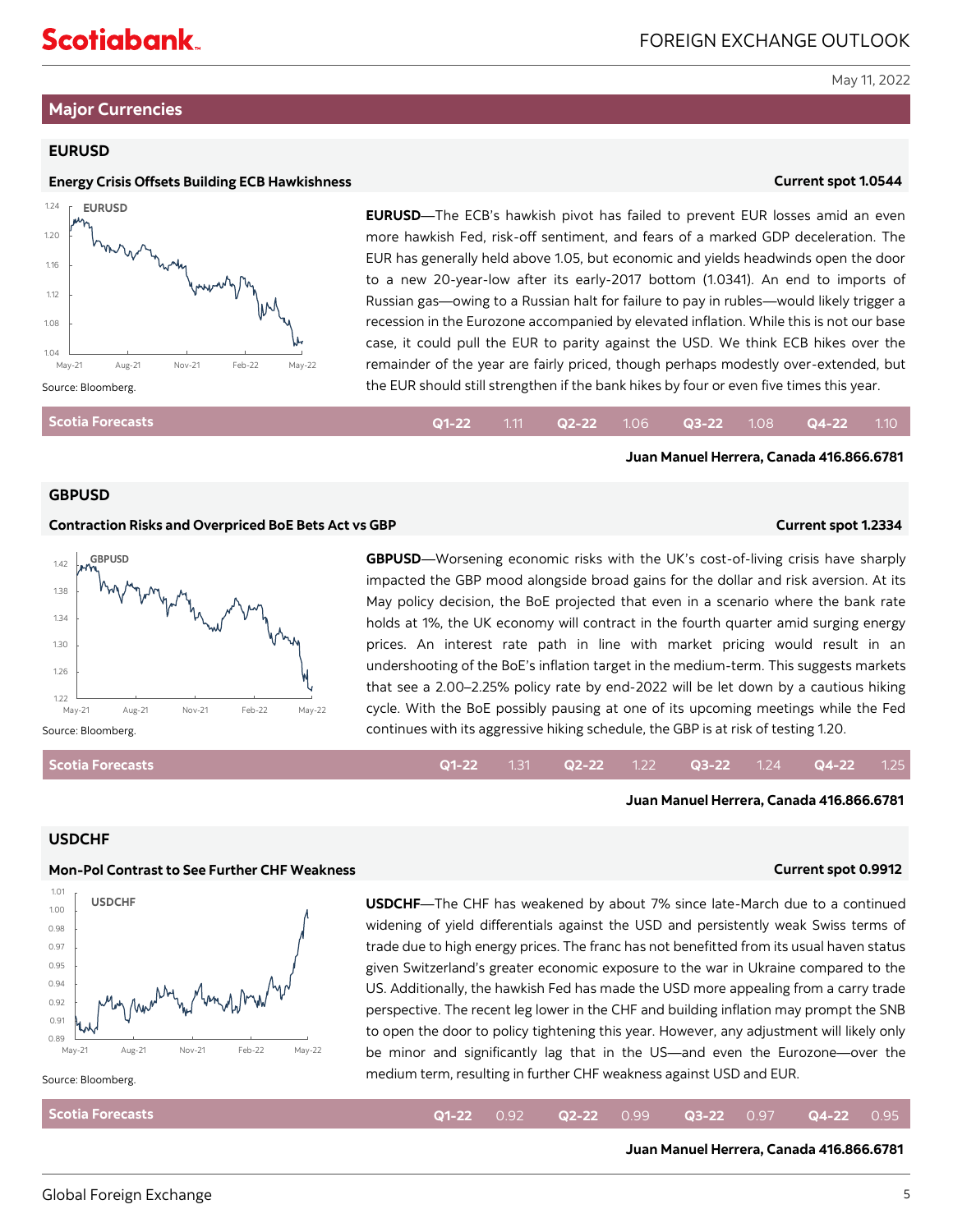## Major Currencies

### EURUSD

**Energy Crisis Offsets Building ECB Hawkishness** — **Current spot 1.0544**

Source: Bloomberg.

**EURUSD**—The ECB's hawkish pivot has failed to prevent EUR losses amid an even more hawkish Fed, risk-off sentiment, and fears of a marked GDP deceleration. The EUR has generally held above 1.05, but economic and yields headwinds open the door to a new 20-year-low after its early-2017 bottom (1.0341). An end to imports of Russian gas—owing to a Russian halt for failure to pay in rubles—would likely trigger a recession in the Eurozone accompanied by elevated inflation. While this is not our base case, it could pull the EUR to parity against the USD. We think ECB hikes over the remainder of the year are fairly priced, though perhaps modestly over-extended, but the EUR should still strengthen if the bank hikes by four or even five times this year.

| Scotia Forecasts | Q1-22 | Q2-22 | Q3-22 | Q4-22 |
|---|---|---|---|---|
| | 1.11 | 1.06 | 1.08 | 1.10 |

**Juan Manuel Herrera, Canada 416.866.6781**

### GBPUSD

**Contraction Risks and Overpriced BoE Bets Act vs GBP** — **Current spot 1.2334**

Source: Bloomberg.

**GBPUSD**—Worsening economic risks with the UK's cost-of-living crisis have sharply impacted the GBP mood alongside broad gains for the dollar and risk aversion. At its May policy decision, the BoE projected that even in a scenario where the bank rate holds at 1%, the UK economy will contract in the fourth quarter amid surging energy prices. An interest rate path in line with market pricing would result in an undershooting of the BoE's inflation target in the medium-term. This suggests markets that see a 2.00–2.25% policy rate by end-2022 will be let down by a cautious hiking cycle. With the BoE possibly pausing at one of its upcoming meetings while the Fed continues with its aggressive hiking schedule, the GBP is at risk of testing 1.20.

| Scotia Forecasts | Q1-22 | Q2-22 | Q3-22 | Q4-22 |
|---|---|---|---|---|
| | 1.31 | 1.22 | 1.24 | 1.25 |

**Juan Manuel Herrera, Canada 416.866.6781**

### USDCHF

**Mon-Pol Contrast to See Further CHF Weakness** — **Current spot 0.9912**

Source: Bloomberg.

**USDCHF**—The CHF has weakened by about 7% since late-March due to a continued widening of yield differentials against the USD and persistently weak Swiss terms of trade due to high energy prices. The franc has not benefitted from its usual haven status given Switzerland's greater economic exposure to the war in Ukraine compared to the US. Additionally, the hawkish Fed has made the USD more appealing from a carry trade perspective. The recent leg lower in the CHF and building inflation may prompt the SNB to open the door to policy tightening this year. However, any adjustment will likely only be minor and significantly lag that in the US—and even the Eurozone—over the medium term, resulting in further CHF weakness against USD and EUR.

| Scotia Forecasts | Q1-22 | Q2-22 | Q3-22 | Q4-22 |
|---|---|---|---|---|
| | 0.92 | 0.99 | 0.97 | 0.95 |

**Juan Manuel Herrera, Canada 416.866.6781**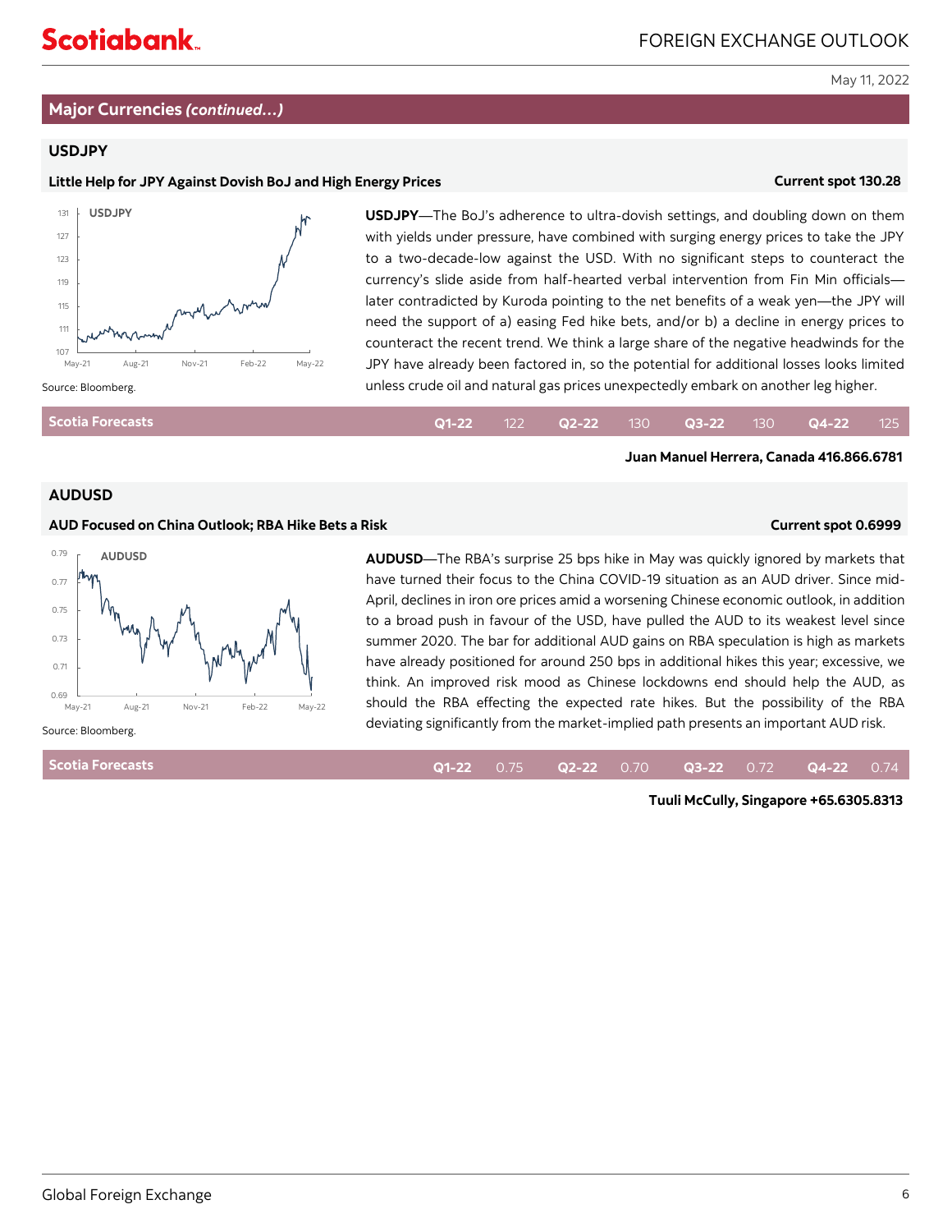## Major Currencies *(continued…)*

### USDJPY

**Little Help for JPY Against Dovish BoJ and High Energy Prices** — **Current spot 130.28**

Source: Bloomberg.

**USDJPY**—The BoJ's adherence to ultra-dovish settings, and doubling down on them with yields under pressure, have combined with surging energy prices to take the JPY to a two-decade-low against the USD. With no significant steps to counteract the currency's slide aside from half-hearted verbal intervention from Fin Min officials—later contradicted by Kuroda pointing to the net benefits of a weak yen—the JPY will need the support of a) easing Fed hike bets, and/or b) a decline in energy prices to counteract the recent trend. We think a large share of the negative headwinds for the JPY have already been factored in, so the potential for additional losses looks limited unless crude oil and natural gas prices unexpectedly embark on another leg higher.

| Scotia Forecasts | Q1-22 | Q2-22 | Q3-22 | Q4-22 |
|---|---|---|---|---|
| | 122 | 130 | 130 | 125 |

**Juan Manuel Herrera, Canada 416.866.6781**

### AUDUSD

**AUD Focused on China Outlook; RBA Hike Bets a Risk** — **Current spot 0.6999**

Source: Bloomberg.

**AUDUSD**—The RBA's surprise 25 bps hike in May was quickly ignored by markets that have turned their focus to the China COVID-19 situation as an AUD driver. Since mid-April, declines in iron ore prices amid a worsening Chinese economic outlook, in addition to a broad push in favour of the USD, have pulled the AUD to its weakest level since summer 2020. The bar for additional AUD gains on RBA speculation is high as markets have already positioned for around 250 bps in additional hikes this year; excessive, we think. An improved risk mood as Chinese lockdowns end should help the AUD, as should the RBA effecting the expected rate hikes. But the possibility of the RBA deviating significantly from the market-implied path presents an important AUD risk.

| Scotia Forecasts | Q1-22 | Q2-22 | Q3-22 | Q4-22 |
|---|---|---|---|---|
| | 0.75 | 0.70 | 0.72 | 0.74 |

**Tuuli McCully, Singapore +65.6305.8313**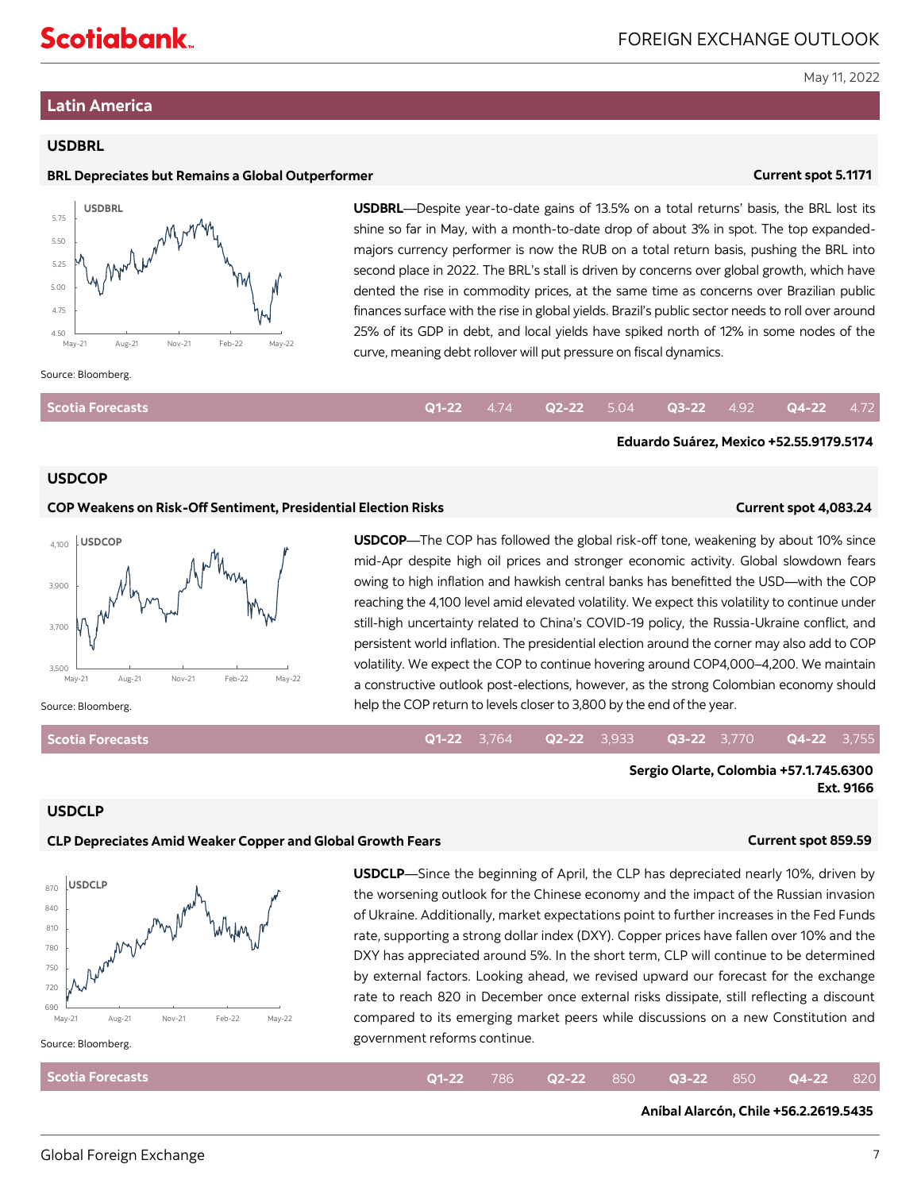## Latin America

### USDBRL

**BRL Depreciates but Remains a Global Outperformer** — **Current spot 5.1171**

Source: Bloomberg.

**USDBRL**—Despite year-to-date gains of 13.5% on a total returns' basis, the BRL lost its shine so far in May, with a month-to-date drop of about 3% in spot. The top expanded-majors currency performer is now the RUB on a total return basis, pushing the BRL into second place in 2022. The BRL's stall is driven by concerns over global growth, which have dented the rise in commodity prices, at the same time as concerns over Brazilian public finances surface with the rise in global yields. Brazil's public sector needs to roll over around 25% of its GDP in debt, and local yields have spiked north of 12% in some nodes of the curve, meaning debt rollover will put pressure on fiscal dynamics.

| Scotia Forecasts | Q1-22 | Q2-22 | Q3-22 | Q4-22 |
|---|---|---|---|---|
| | 4.74 | 5.04 | 4.92 | 4.72 |

**Eduardo Suárez, Mexico +52.55.9179.5174**

### USDCOP

**COP Weakens on Risk-Off Sentiment, Presidential Election Risks** — **Current spot 4,083.24**

Source: Bloomberg.

**USDCOP**—The COP has followed the global risk-off tone, weakening by about 10% since mid-Apr despite high oil prices and stronger economic activity. Global slowdown fears owing to high inflation and hawkish central banks has benefitted the USD—with the COP reaching the 4,100 level amid elevated volatility. We expect this volatility to continue under still-high uncertainty related to China's COVID-19 policy, the Russia-Ukraine conflict, and persistent world inflation. The presidential election around the corner may also add to COP volatility. We expect the COP to continue hovering around COP4,000–4,200. We maintain a constructive outlook post-elections, however, as the strong Colombian economy should help the COP return to levels closer to 3,800 by the end of the year.

| Scotia Forecasts | Q1-22 | Q2-22 | Q3-22 | Q4-22 |
|---|---|---|---|---|
| | 3,764 | 3,933 | 3,770 | 3,755 |

**Sergio Olarte, Colombia +57.1.745.6300 Ext. 9166**

### USDCLP

**CLP Depreciates Amid Weaker Copper and Global Growth Fears** — **Current spot 859.59**

Source: Bloomberg.

**USDCLP**—Since the beginning of April, the CLP has depreciated nearly 10%, driven by the worsening outlook for the Chinese economy and the impact of the Russian invasion of Ukraine. Additionally, market expectations point to further increases in the Fed Funds rate, supporting a strong dollar index (DXY). Copper prices have fallen over 10% and the DXY has appreciated around 5%. In the short term, CLP will continue to be determined by external factors. Looking ahead, we revised upward our forecast for the exchange rate to reach 820 in December once external risks dissipate, still reflecting a discount compared to its emerging market peers while discussions on a new Constitution and government reforms continue.

| Scotia Forecasts | Q1-22 | Q2-22 | Q3-22 | Q4-22 |
|---|---|---|---|---|
| | 786 | 850 | 850 | 820 |

**Aníbal Alarcón, Chile +56.2.2619.5435**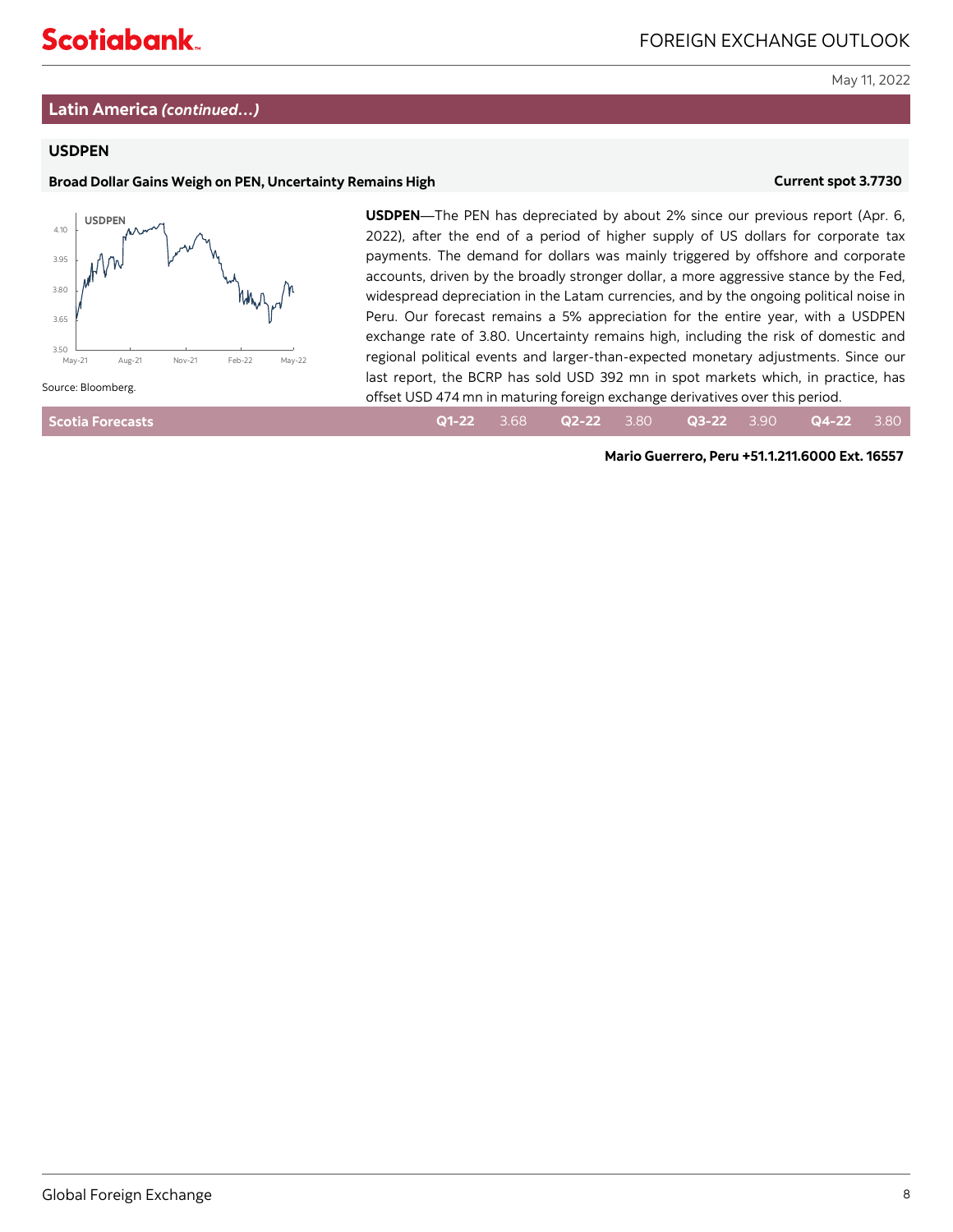## Latin America *(continued…)*

### USDPEN

**Broad Dollar Gains Weigh on PEN, Uncertainty Remains High** — **Current spot 3.7730**

Source: Bloomberg.

**USDPEN**—The PEN has depreciated by about 2% since our previous report (Apr. 6, 2022), after the end of a period of higher supply of US dollars for corporate tax payments. The demand for dollars was mainly triggered by offshore and corporate accounts, driven by the broadly stronger dollar, a more aggressive stance by the Fed, widespread depreciation in the Latam currencies, and by the ongoing political noise in Peru. Our forecast remains a 5% appreciation for the entire year, with a USDPEN exchange rate of 3.80. Uncertainty remains high, including the risk of domestic and regional political events and larger-than-expected monetary adjustments. Since our last report, the BCRP has sold USD 392 mn in spot markets which, in practice, has offset USD 474 mn in maturing foreign exchange derivatives over this period.

| Scotia Forecasts | Q1-22 | Q2-22 | Q3-22 | Q4-22 |
|---|---|---|---|---|
| | 3.68 | 3.80 | 3.90 | 3.80 |

**Mario Guerrero, Peru +51.1.211.6000 Ext. 16557**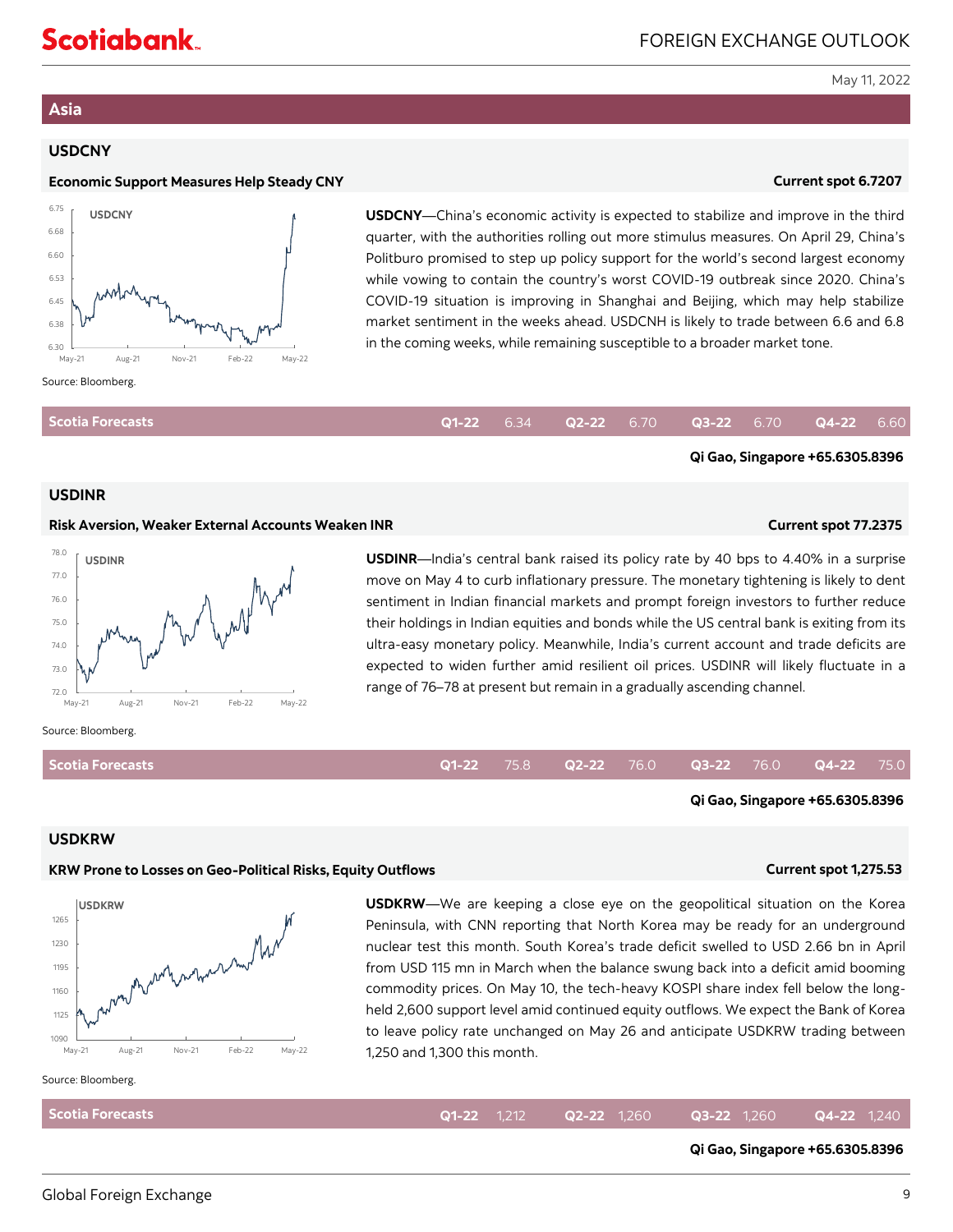## Asia

### USDCNY

**Economic Support Measures Help Steady CNY** — **Current spot 6.7207**

**USDCNY**—China's economic activity is expected to stabilize and improve in the third quarter, with the authorities rolling out more stimulus measures. On April 29, China's Politburo promised to step up policy support for the world's second largest economy while vowing to contain the country's worst COVID-19 outbreak since 2020. China's COVID-19 situation is improving in Shanghai and Beijing, which may help stabilize market sentiment in the weeks ahead. USDCNH is likely to trade between 6.6 and 6.8 in the coming weeks, while remaining susceptible to a broader market tone.

Source: Bloomberg.

| Scotia Forecasts | Q1-22 | Q2-22 | Q3-22 | Q4-22 |
|---|---|---|---|---|
| | 6.34 | 6.70 | 6.70 | 6.60 |

**Qi Gao, Singapore +65.6305.8396**

### USDINR

**Risk Aversion, Weaker External Accounts Weaken INR** — **Current spot 77.2375**

**USDINR**—India's central bank raised its policy rate by 40 bps to 4.40% in a surprise move on May 4 to curb inflationary pressure. The monetary tightening is likely to dent sentiment in Indian financial markets and prompt foreign investors to further reduce their holdings in Indian equities and bonds while the US central bank is exiting from its ultra-easy monetary policy. Meanwhile, India's current account and trade deficits are expected to widen further amid resilient oil prices. USDINR will likely fluctuate in a range of 76–78 at present but remain in a gradually ascending channel.

Source: Bloomberg.

| Scotia Forecasts | Q1-22 | Q2-22 | Q3-22 | Q4-22 |
|---|---|---|---|---|
| | 75.8 | 76.0 | 76.0 | 75.0 |

**Qi Gao, Singapore +65.6305.8396**

### USDKRW

**KRW Prone to Losses on Geo-Political Risks, Equity Outflows** — **Current spot 1,275.53**

**USDKRW**—We are keeping a close eye on the geopolitical situation on the Korea Peninsula, with CNN reporting that North Korea may be ready for an underground nuclear test this month. South Korea's trade deficit swelled to USD 2.66 bn in April from USD 115 mn in March when the balance swung back into a deficit amid booming commodity prices. On May 10, the tech-heavy KOSPI share index fell below the long-held 2,600 support level amid continued equity outflows. We expect the Bank of Korea to leave policy rate unchanged on May 26 and anticipate USDKRW trading between 1,250 and 1,300 this month.

Source: Bloomberg.

| Scotia Forecasts | Q1-22 | Q2-22 | Q3-22 | Q4-22 |
|---|---|---|---|---|
| | 1,212 | 1,260 | 1,260 | 1,240 |

**Qi Gao, Singapore +65.6305.8396**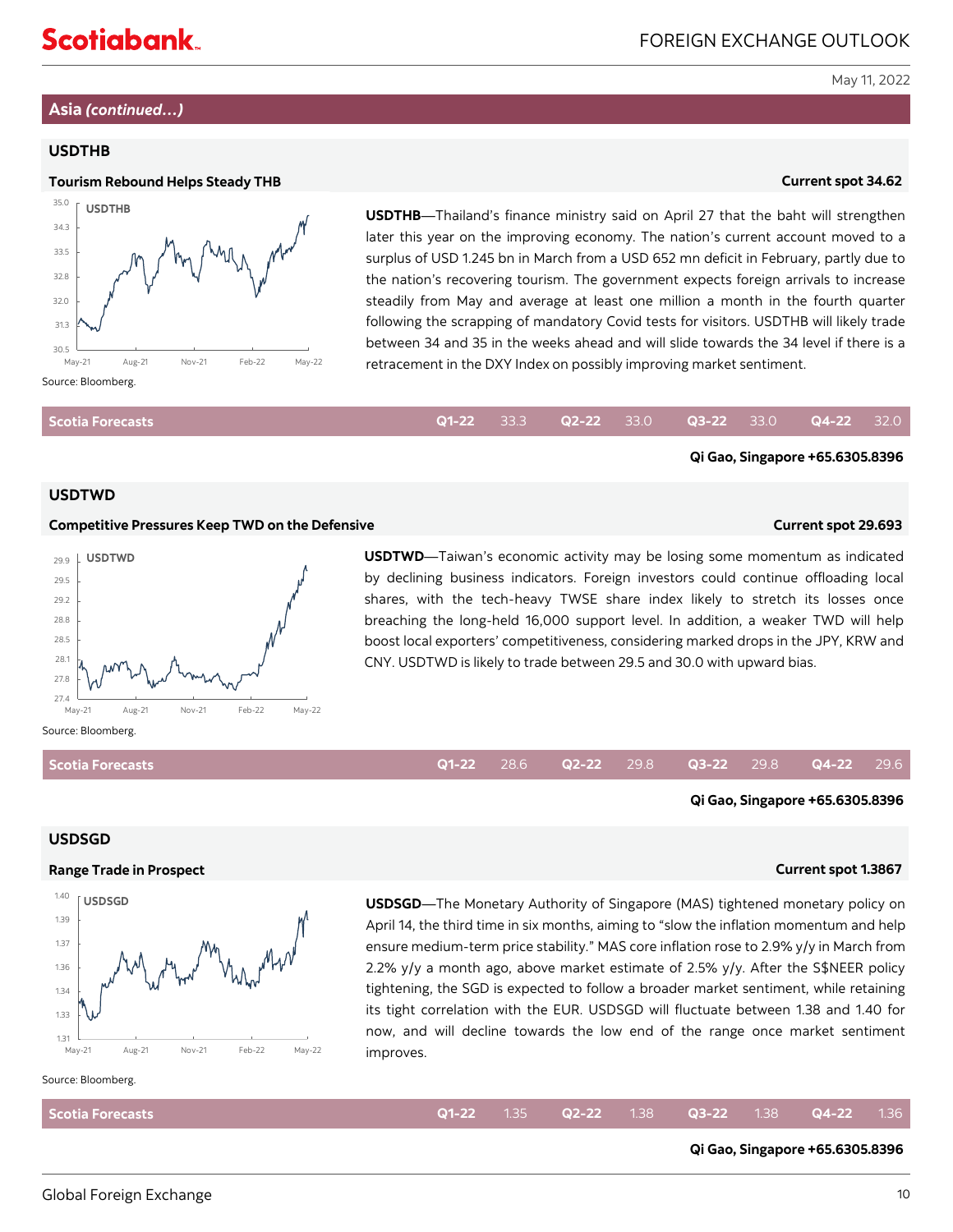## Asia *(continued…)*

### USDTHB

**Tourism Rebound Helps Steady THB** — **Current spot 34.62**

Source: Bloomberg.

**USDTHB**—Thailand's finance ministry said on April 27 that the baht will strengthen later this year on the improving economy. The nation's current account moved to a surplus of USD 1.245 bn in March from a USD 652 mn deficit in February, partly due to the nation's recovering tourism. The government expects foreign arrivals to increase steadily from May and average at least one million a month in the fourth quarter following the scrapping of mandatory Covid tests for visitors. USDTHB will likely trade between 34 and 35 in the weeks ahead and will slide towards the 34 level if there is a retracement in the DXY Index on possibly improving market sentiment.

| Scotia Forecasts | Q1-22 | Q2-22 | Q3-22 | Q4-22 |
|---|---|---|---|---|
| | 33.3 | 33.0 | 33.0 | 32.0 |

**Qi Gao, Singapore +65.6305.8396**

### USDTWD

**Competitive Pressures Keep TWD on the Defensive** — **Current spot 29.693**

Source: Bloomberg.

**USDTWD**—Taiwan's economic activity may be losing some momentum as indicated by declining business indicators. Foreign investors could continue offloading local shares, with the tech-heavy TWSE share index likely to stretch its losses once breaching the long-held 16,000 support level. In addition, a weaker TWD will help boost local exporters' competitiveness, considering marked drops in the JPY, KRW and CNY. USDTWD is likely to trade between 29.5 and 30.0 with upward bias.

| Scotia Forecasts | Q1-22 | Q2-22 | Q3-22 | Q4-22 |
|---|---|---|---|---|
| | 28.6 | 29.8 | 29.8 | 29.6 |

**Qi Gao, Singapore +65.6305.8396**

### USDSGD

**Range Trade in Prospect** — **Current spot 1.3867**

Source: Bloomberg.

**USDSGD**—The Monetary Authority of Singapore (MAS) tightened monetary policy on April 14, the third time in six months, aiming to "slow the inflation momentum and help ensure medium-term price stability." MAS core inflation rose to 2.9% y/y in March from 2.2% y/y a month ago, above market estimate of 2.5% y/y. After the S$NEER policy tightening, the SGD is expected to follow a broader market sentiment, while retaining its tight correlation with the EUR. USDSGD will fluctuate between 1.38 and 1.40 for now, and will decline towards the low end of the range once market sentiment improves.

| Scotia Forecasts | Q1-22 | Q2-22 | Q3-22 | Q4-22 |
|---|---|---|---|---|
| | 1.35 | 1.38 | 1.38 | 1.36 |

**Qi Gao, Singapore +65.6305.8396**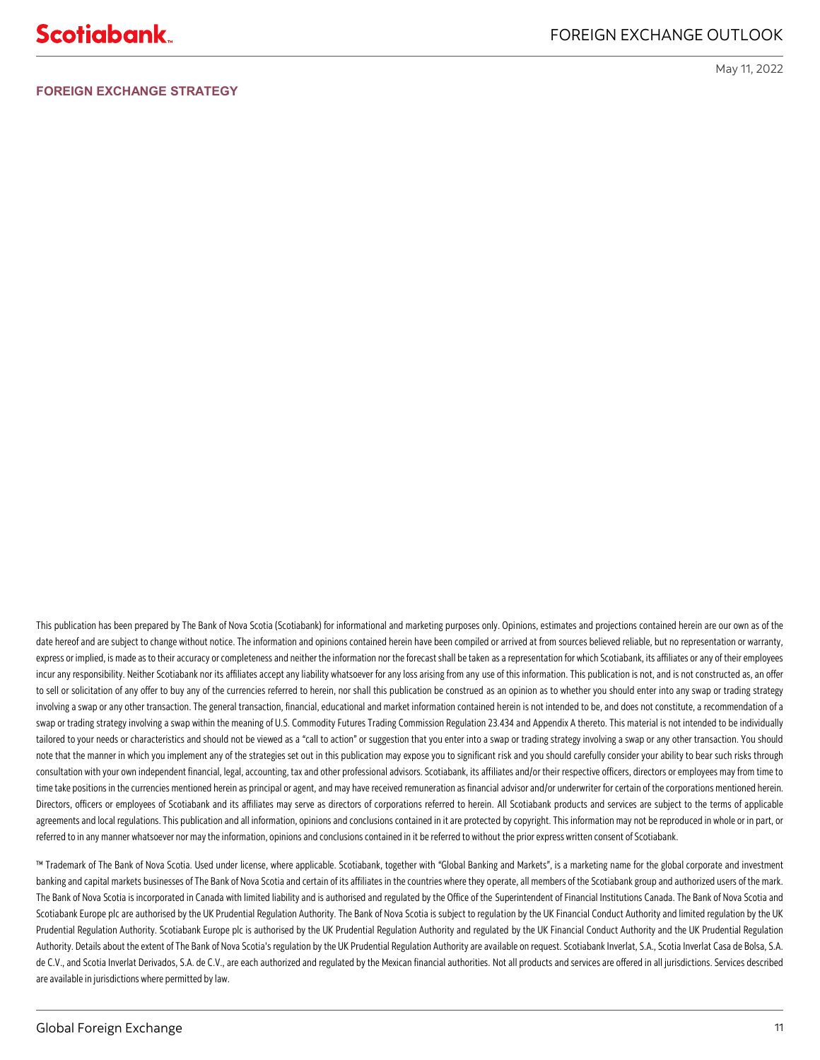## FOREIGN EXCHANGE STRATEGY

This publication has been prepared by The Bank of Nova Scotia (Scotiabank) for informational and marketing purposes only. Opinions, estimates and projections contained herein are our own as of the date hereof and are subject to change without notice. The information and opinions contained herein have been compiled or arrived at from sources believed reliable, but no representation or warranty, express or implied, is made as to their accuracy or completeness and neither the information nor the forecast shall be taken as a representation for which Scotiabank, its affiliates or any of their employees incur any responsibility. Neither Scotiabank nor its affiliates accept any liability whatsoever for any loss arising from any use of this information. This publication is not, and is not constructed as, an offer to sell or solicitation of any offer to buy any of the currencies referred to herein, nor shall this publication be construed as an opinion as to whether you should enter into any swap or trading strategy involving a swap or any other transaction. The general transaction, financial, educational and market information contained herein is not intended to be, and does not constitute, a recommendation of a swap or trading strategy involving a swap within the meaning of U.S. Commodity Futures Trading Commission Regulation 23.434 and Appendix A thereto. This material is not intended to be individually tailored to your needs or characteristics and should not be viewed as a "call to action" or suggestion that you enter into a swap or trading strategy involving a swap or any other transaction. You should note that the manner in which you implement any of the strategies set out in this publication may expose you to significant risk and you should carefully consider your ability to bear such risks through consultation with your own independent financial, legal, accounting, tax and other professional advisors. Scotiabank, its affiliates and/or their respective officers, directors or employees may from time to time take positions in the currencies mentioned herein as principal or agent, and may have received remuneration as financial advisor and/or underwriter for certain of the corporations mentioned herein. Directors, officers or employees of Scotiabank and its affiliates may serve as directors of corporations referred to herein. All Scotiabank products and services are subject to the terms of applicable agreements and local regulations. This publication and all information, opinions and conclusions contained in it are protected by copyright. This information may not be reproduced in whole or in part, or referred to in any manner whatsoever nor may the information, opinions and conclusions contained in it be referred to without the prior express written consent of Scotiabank.

™ Trademark of The Bank of Nova Scotia. Used under license, where applicable. Scotiabank, together with "Global Banking and Markets", is a marketing name for the global corporate and investment banking and capital markets businesses of The Bank of Nova Scotia and certain of its affiliates in the countries where they operate, all members of the Scotiabank group and authorized users of the mark. The Bank of Nova Scotia is incorporated in Canada with limited liability and is authorised and regulated by the Office of the Superintendent of Financial Institutions Canada. The Bank of Nova Scotia and Scotiabank Europe plc are authorised by the UK Prudential Regulation Authority. The Bank of Nova Scotia is subject to regulation by the UK Financial Conduct Authority and limited regulation by the UK Prudential Regulation Authority. Scotiabank Europe plc is authorised by the UK Prudential Regulation Authority and regulated by the UK Financial Conduct Authority and the UK Prudential Regulation Authority. Details about the extent of The Bank of Nova Scotia's regulation by the UK Prudential Regulation Authority are available on request. Scotiabank Inverlat, S.A., Scotia Inverlat Casa de Bolsa, S.A. de C.V., and Scotia Inverlat Derivados, S.A. de C.V., are each authorized and regulated by the Mexican financial authorities. Not all products and services are offered in all jurisdictions. Services described are available in jurisdictions where permitted by law.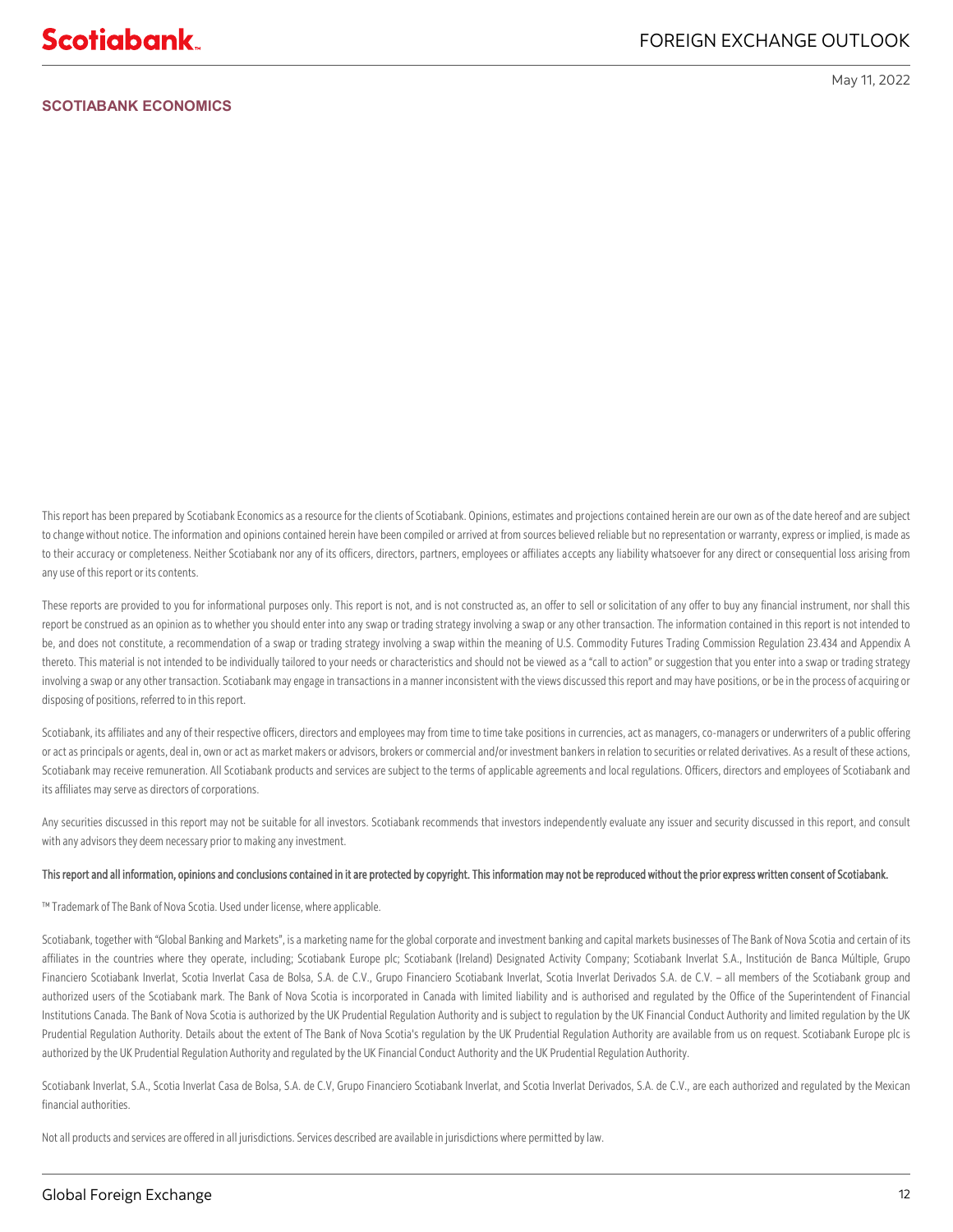**SCOTIABANK ECONOMICS**

This report has been prepared by Scotiabank Economics as a resource for the clients of Scotiabank. Opinions, estimates and projections contained herein are our own as of the date hereof and are subject to change without notice. The information and opinions contained herein have been compiled or arrived at from sources believed reliable but no representation or warranty, express or implied, is made as to their accuracy or completeness. Neither Scotiabank nor any of its officers, directors, partners, employees or affiliates accepts any liability whatsoever for any direct or consequential loss arising from any use of this report or its contents.

These reports are provided to you for informational purposes only. This report is not, and is not constructed as, an offer to sell or solicitation of any offer to buy any financial instrument, nor shall this report be construed as an opinion as to whether you should enter into any swap or trading strategy involving a swap or any other transaction. The information contained in this report is not intended to be, and does not constitute, a recommendation of a swap or trading strategy involving a swap within the meaning of U.S. Commodity Futures Trading Commission Regulation 23.434 and Appendix A thereto. This material is not intended to be individually tailored to your needs or characteristics and should not be viewed as a "call to action" or suggestion that you enter into a swap or trading strategy involving a swap or any other transaction. Scotiabank may engage in transactions in a manner inconsistent with the views discussed this report and may have positions, or be in the process of acquiring or disposing of positions, referred to in this report.

Scotiabank, its affiliates and any of their respective officers, directors and employees may from time to time take positions in currencies, act as managers, co-managers or underwriters of a public offering or act as principals or agents, deal in, own or act as market makers or advisors, brokers or commercial and/or investment bankers in relation to securities or related derivatives. As a result of these actions, Scotiabank may receive remuneration. All Scotiabank products and services are subject to the terms of applicable agreements and local regulations. Officers, directors and employees of Scotiabank and its affiliates may serve as directors of corporations.

Any securities discussed in this report may not be suitable for all investors. Scotiabank recommends that investors independently evaluate any issuer and security discussed in this report, and consult with any advisors they deem necessary prior to making any investment.

**This report and all information, opinions and conclusions contained in it are protected by copyright. This information may not be reproduced without the prior express written consent of Scotiabank.**

™ Trademark of The Bank of Nova Scotia. Used under license, where applicable.

Scotiabank, together with "Global Banking and Markets", is a marketing name for the global corporate and investment banking and capital markets businesses of The Bank of Nova Scotia and certain of its affiliates in the countries where they operate, including; Scotiabank Europe plc; Scotiabank (Ireland) Designated Activity Company; Scotiabank Inverlat S.A., Institución de Banca Múltiple, Grupo Financiero Scotiabank Inverlat, Scotia Inverlat Casa de Bolsa, S.A. de C.V., Grupo Financiero Scotiabank Inverlat, Scotia Inverlat Derivados S.A. de C.V. – all members of the Scotiabank group and authorized users of the Scotiabank mark. The Bank of Nova Scotia is incorporated in Canada with limited liability and is authorised and regulated by the Office of the Superintendent of Financial Institutions Canada. The Bank of Nova Scotia is authorized by the UK Prudential Regulation Authority and is subject to regulation by the UK Financial Conduct Authority and limited regulation by the UK Prudential Regulation Authority. Details about the extent of The Bank of Nova Scotia's regulation by the UK Prudential Regulation Authority are available from us on request. Scotiabank Europe plc is authorized by the UK Prudential Regulation Authority and regulated by the UK Financial Conduct Authority and the UK Prudential Regulation Authority.

Scotiabank Inverlat, S.A., Scotia Inverlat Casa de Bolsa, S.A. de C.V, Grupo Financiero Scotiabank Inverlat, and Scotia Inverlat Derivados, S.A. de C.V., are each authorized and regulated by the Mexican financial authorities.

Not all products and services are offered in all jurisdictions. Services described are available in jurisdictions where permitted by law.